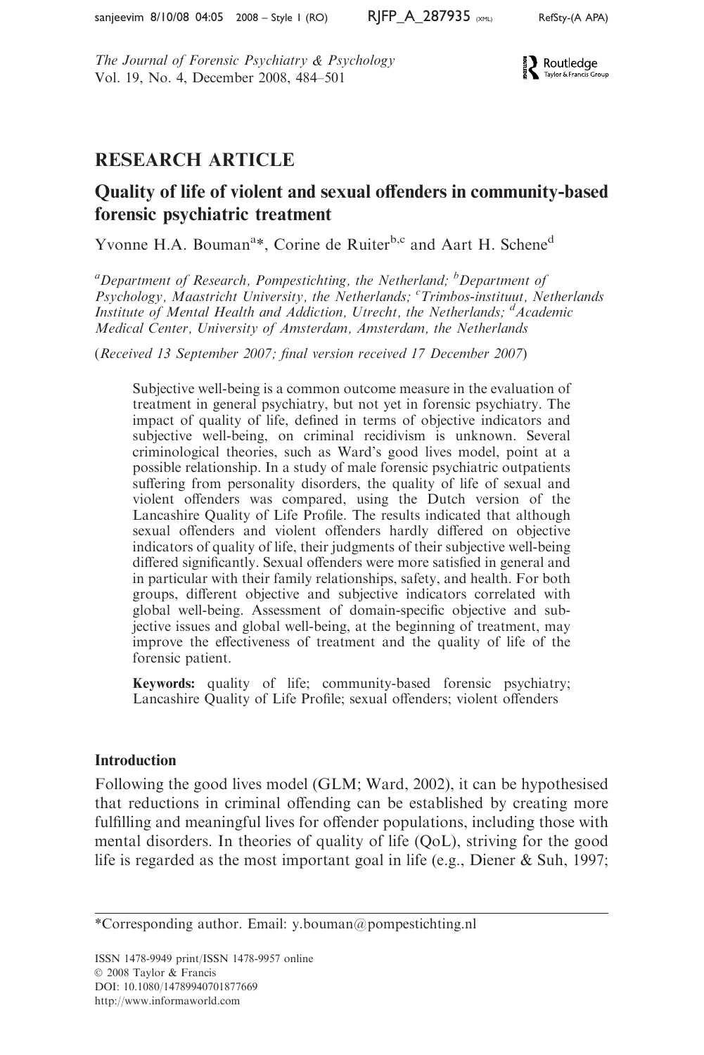RESEARCH ARTICLE

# Quality of life of violent and sexual offenders in community-based forensic psychiatric treatment

Yvonne H.A. Bouman[a]*, Corine de Ruiter[b,c] and Aart H. Schene[d]

[a]*Department of Research, Pompestichting, the Netherland;* [b]*Department of Psychology, Maastricht University, the Netherlands;* [c]*Trimbos-instituut, Netherlands Institute of Mental Health and Addiction, Utrecht, the Netherlands;* [d]*Academic Medical Center, University of Amsterdam, Amsterdam, the Netherlands*

(*Received 13 September 2007; final version received 17 December 2007*)

Subjective well-being is a common outcome measure in the evaluation of treatment in general psychiatry, but not yet in forensic psychiatry. The impact of quality of life, defined in terms of objective indicators and subjective well-being, on criminal recidivism is unknown. Several criminological theories, such as Ward's good lives model, point at a possible relationship. In a study of male forensic psychiatric outpatients suffering from personality disorders, the quality of life of sexual and violent offenders was compared, using the Dutch version of the Lancashire Quality of Life Profile. The results indicated that although sexual offenders and violent offenders hardly differed on objective indicators of quality of life, their judgments of their subjective well-being differed significantly. Sexual offenders were more satisfied in general and in particular with their family relationships, safety, and health. For both groups, different objective and subjective indicators correlated with global well-being. Assessment of domain-specific objective and subjective issues and global well-being, at the beginning of treatment, may improve the effectiveness of treatment and the quality of life of the forensic patient.

**Keywords:** quality of life; community-based forensic psychiatry; Lancashire Quality of Life Profile; sexual offenders; violent offenders

## Introduction

Following the good lives model (GLM; Ward, 2002), it can be hypothesised that reductions in criminal offending can be established by creating more fulfilling and meaningful lives for offender populations, including those with mental disorders. In theories of quality of life (QoL), striving for the good life is regarded as the most important goal in life (e.g., Diener & Suh, 1997;

*Corresponding author. Email: y.bouman@pompestichting.nl

ISSN 1478-9949 print/ISSN 1478-9957 online
© 2008 Taylor & Francis
DOI: 10.1080/14789940701877669
http://www.informaworld.com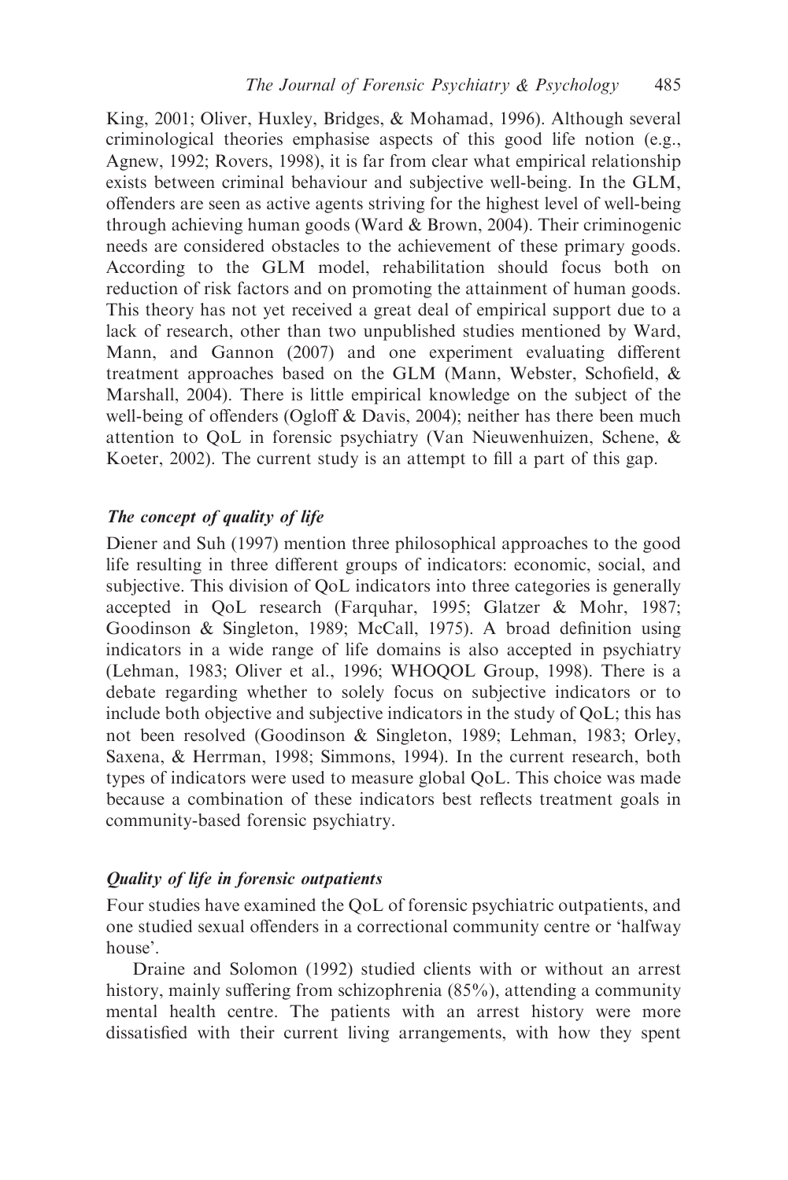King, 2001; Oliver, Huxley, Bridges, & Mohamad, 1996). Although several criminological theories emphasise aspects of this good life notion (e.g., Agnew, 1992; Rovers, 1998), it is far from clear what empirical relationship exists between criminal behaviour and subjective well-being. In the GLM, offenders are seen as active agents striving for the highest level of well-being through achieving human goods (Ward & Brown, 2004). Their criminogenic needs are considered obstacles to the achievement of these primary goods. According to the GLM model, rehabilitation should focus both on reduction of risk factors and on promoting the attainment of human goods. This theory has not yet received a great deal of empirical support due to a lack of research, other than two unpublished studies mentioned by Ward, Mann, and Gannon (2007) and one experiment evaluating different treatment approaches based on the GLM (Mann, Webster, Schofield, & Marshall, 2004). There is little empirical knowledge on the subject of the well-being of offenders (Ogloff & Davis, 2004); neither has there been much attention to QoL in forensic psychiatry (Van Nieuwenhuizen, Schene, & Koeter, 2002). The current study is an attempt to fill a part of this gap.

### *The concept of quality of life*

Diener and Suh (1997) mention three philosophical approaches to the good life resulting in three different groups of indicators: economic, social, and subjective. This division of QoL indicators into three categories is generally accepted in QoL research (Farquhar, 1995; Glatzer & Mohr, 1987; Goodinson & Singleton, 1989; McCall, 1975). A broad definition using indicators in a wide range of life domains is also accepted in psychiatry (Lehman, 1983; Oliver et al., 1996; WHOQOL Group, 1998). There is a debate regarding whether to solely focus on subjective indicators or to include both objective and subjective indicators in the study of QoL; this has not been resolved (Goodinson & Singleton, 1989; Lehman, 1983; Orley, Saxena, & Herrman, 1998; Simmons, 1994). In the current research, both types of indicators were used to measure global QoL. This choice was made because a combination of these indicators best reflects treatment goals in community-based forensic psychiatry.

### *Quality of life in forensic outpatients*

Four studies have examined the QoL of forensic psychiatric outpatients, and one studied sexual offenders in a correctional community centre or 'halfway house'.

Draine and Solomon (1992) studied clients with or without an arrest history, mainly suffering from schizophrenia (85%), attending a community mental health centre. The patients with an arrest history were more dissatisfied with their current living arrangements, with how they spent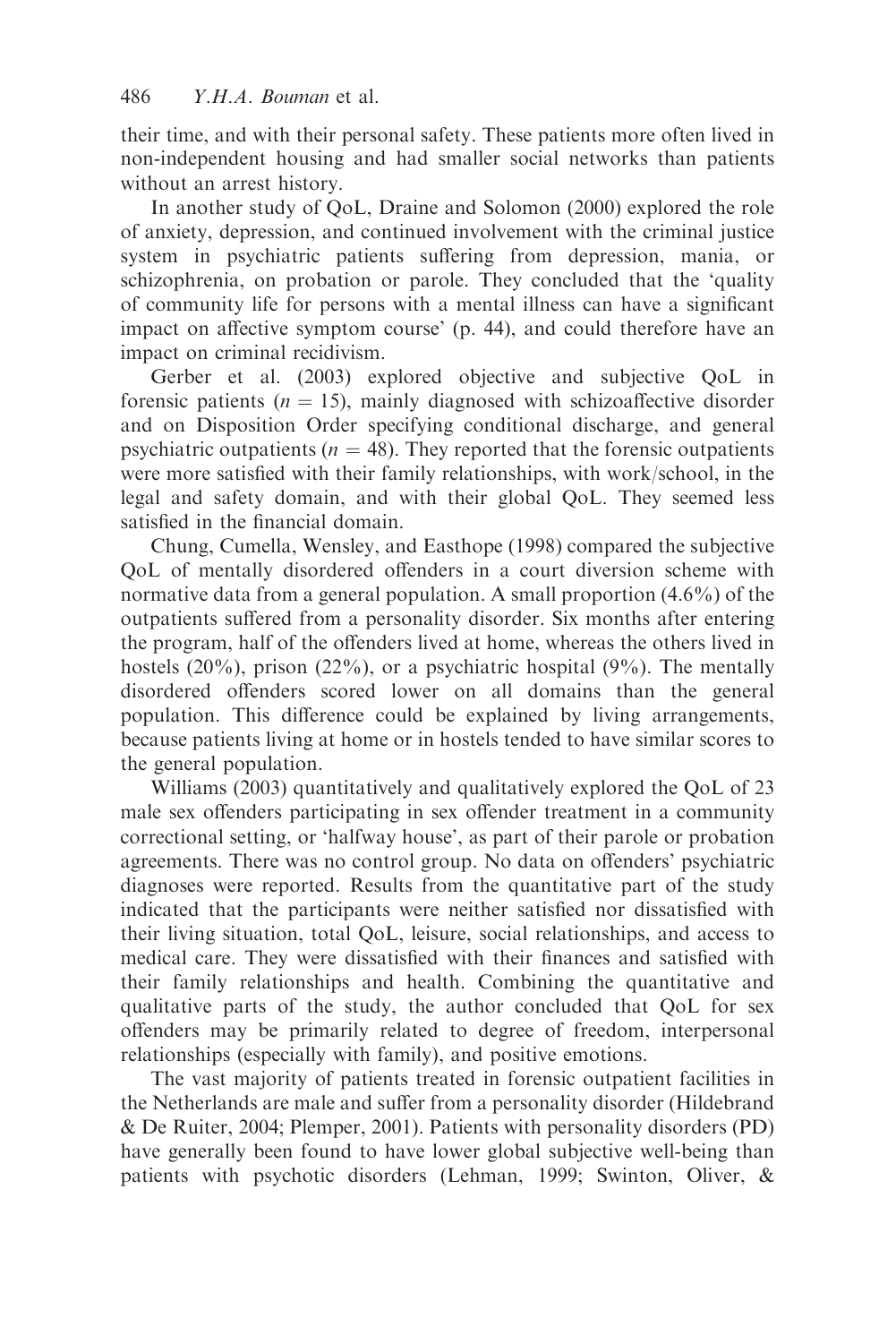their time, and with their personal safety. These patients more often lived in non-independent housing and had smaller social networks than patients without an arrest history.

In another study of QoL, Draine and Solomon (2000) explored the role of anxiety, depression, and continued involvement with the criminal justice system in psychiatric patients suffering from depression, mania, or schizophrenia, on probation or parole. They concluded that the 'quality of community life for persons with a mental illness can have a significant impact on affective symptom course' (p. 44), and could therefore have an impact on criminal recidivism.

Gerber et al. (2003) explored objective and subjective QoL in forensic patients ($n = 15$), mainly diagnosed with schizoaffective disorder and on Disposition Order specifying conditional discharge, and general psychiatric outpatients ($n = 48$). They reported that the forensic outpatients were more satisfied with their family relationships, with work/school, in the legal and safety domain, and with their global QoL. They seemed less satisfied in the financial domain.

Chung, Cumella, Wensley, and Easthope (1998) compared the subjective QoL of mentally disordered offenders in a court diversion scheme with normative data from a general population. A small proportion (4.6%) of the outpatients suffered from a personality disorder. Six months after entering the program, half of the offenders lived at home, whereas the others lived in hostels (20%), prison (22%), or a psychiatric hospital (9%). The mentally disordered offenders scored lower on all domains than the general population. This difference could be explained by living arrangements, because patients living at home or in hostels tended to have similar scores to the general population.

Williams (2003) quantitatively and qualitatively explored the QoL of 23 male sex offenders participating in sex offender treatment in a community correctional setting, or 'halfway house', as part of their parole or probation agreements. There was no control group. No data on offenders' psychiatric diagnoses were reported. Results from the quantitative part of the study indicated that the participants were neither satisfied nor dissatisfied with their living situation, total QoL, leisure, social relationships, and access to medical care. They were dissatisfied with their finances and satisfied with their family relationships and health. Combining the quantitative and qualitative parts of the study, the author concluded that QoL for sex offenders may be primarily related to degree of freedom, interpersonal relationships (especially with family), and positive emotions.

The vast majority of patients treated in forensic outpatient facilities in the Netherlands are male and suffer from a personality disorder (Hildebrand & De Ruiter, 2004; Plemper, 2001). Patients with personality disorders (PD) have generally been found to have lower global subjective well-being than patients with psychotic disorders (Lehman, 1999; Swinton, Oliver, &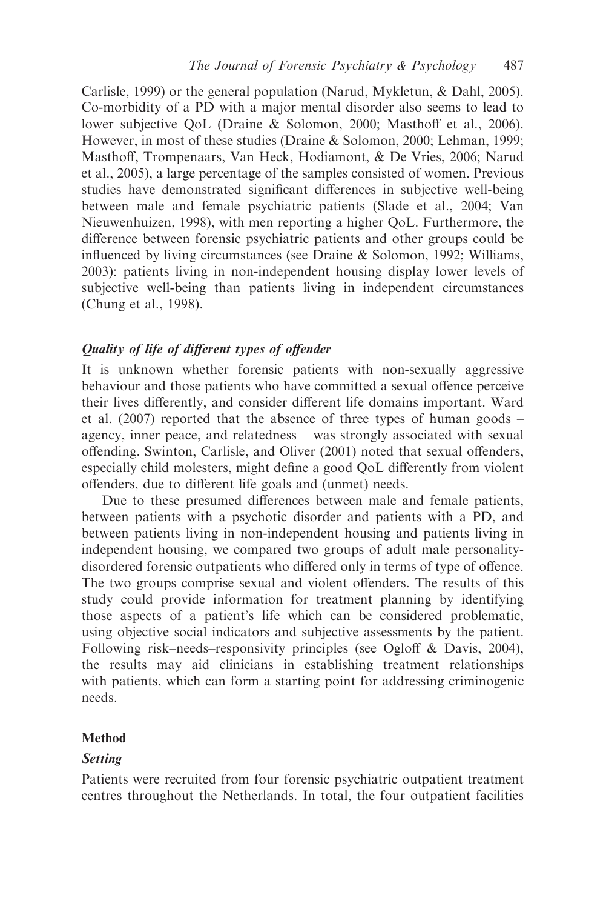Carlisle, 1999) or the general population (Narud, Mykletun, & Dahl, 2005). Co-morbidity of a PD with a major mental disorder also seems to lead to lower subjective QoL (Draine & Solomon, 2000; Masthoff et al., 2006). However, in most of these studies (Draine & Solomon, 2000; Lehman, 1999; Masthoff, Trompenaars, Van Heck, Hodiamont, & De Vries, 2006; Narud et al., 2005), a large percentage of the samples consisted of women. Previous studies have demonstrated significant differences in subjective well-being between male and female psychiatric patients (Slade et al., 2004; Van Nieuwenhuizen, 1998), with men reporting a higher QoL. Furthermore, the difference between forensic psychiatric patients and other groups could be influenced by living circumstances (see Draine & Solomon, 1992; Williams, 2003): patients living in non-independent housing display lower levels of subjective well-being than patients living in independent circumstances (Chung et al., 1998).

### *Quality of life of different types of offender*

It is unknown whether forensic patients with non-sexually aggressive behaviour and those patients who have committed a sexual offence perceive their lives differently, and consider different life domains important. Ward et al. (2007) reported that the absence of three types of human goods – agency, inner peace, and relatedness – was strongly associated with sexual offending. Swinton, Carlisle, and Oliver (2001) noted that sexual offenders, especially child molesters, might define a good QoL differently from violent offenders, due to different life goals and (unmet) needs.

Due to these presumed differences between male and female patients, between patients with a psychotic disorder and patients with a PD, and between patients living in non-independent housing and patients living in independent housing, we compared two groups of adult male personality-disordered forensic outpatients who differed only in terms of type of offence. The two groups comprise sexual and violent offenders. The results of this study could provide information for treatment planning by identifying those aspects of a patient's life which can be considered problematic, using objective social indicators and subjective assessments by the patient. Following risk–needs–responsivity principles (see Ogloff & Davis, 2004), the results may aid clinicians in establishing treatment relationships with patients, which can form a starting point for addressing criminogenic needs.

## Method

### *Setting*

Patients were recruited from four forensic psychiatric outpatient treatment centres throughout the Netherlands. In total, the four outpatient facilities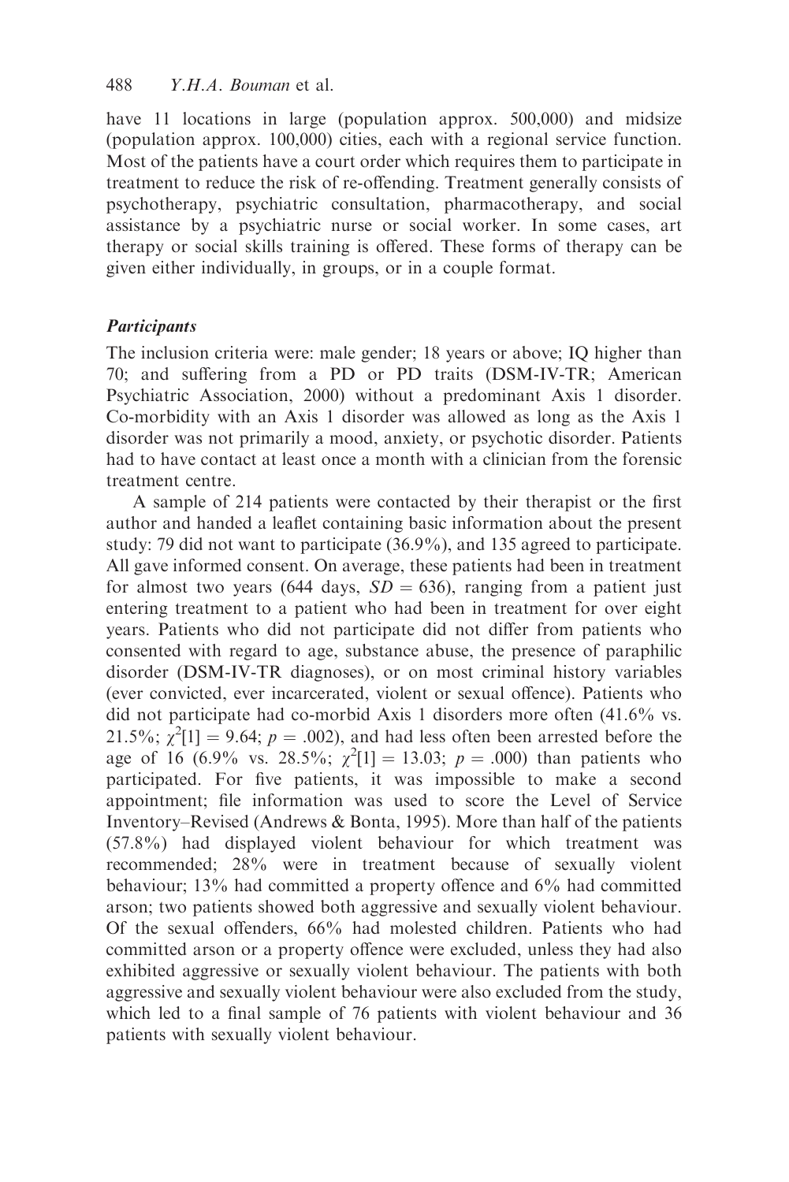have 11 locations in large (population approx. 500,000) and midsize (population approx. 100,000) cities, each with a regional service function. Most of the patients have a court order which requires them to participate in treatment to reduce the risk of re-offending. Treatment generally consists of psychotherapy, psychiatric consultation, pharmacotherapy, and social assistance by a psychiatric nurse or social worker. In some cases, art therapy or social skills training is offered. These forms of therapy can be given either individually, in groups, or in a couple format.

### *Participants*

The inclusion criteria were: male gender; 18 years or above; IQ higher than 70; and suffering from a PD or PD traits (DSM-IV-TR; American Psychiatric Association, 2000) without a predominant Axis 1 disorder. Co-morbidity with an Axis 1 disorder was allowed as long as the Axis 1 disorder was not primarily a mood, anxiety, or psychotic disorder. Patients had to have contact at least once a month with a clinician from the forensic treatment centre.

A sample of 214 patients were contacted by their therapist or the first author and handed a leaflet containing basic information about the present study: 79 did not want to participate (36.9%), and 135 agreed to participate. All gave informed consent. On average, these patients had been in treatment for almost two years (644 days, $SD = 636$), ranging from a patient just entering treatment to a patient who had been in treatment for over eight years. Patients who did not participate did not differ from patients who consented with regard to age, substance abuse, the presence of paraphilic disorder (DSM-IV-TR diagnoses), or on most criminal history variables (ever convicted, ever incarcerated, violent or sexual offence). Patients who did not participate had co-morbid Axis 1 disorders more often (41.6% vs. 21.5%; $\chi^2[1] = 9.64$; $p = .002$), and had less often been arrested before the age of 16 (6.9% vs. 28.5%; $\chi^2[1] = 13.03$; $p = .000$) than patients who participated. For five patients, it was impossible to make a second appointment; file information was used to score the Level of Service Inventory–Revised (Andrews & Bonta, 1995). More than half of the patients (57.8%) had displayed violent behaviour for which treatment was recommended; 28% were in treatment because of sexually violent behaviour; 13% had committed a property offence and 6% had committed arson; two patients showed both aggressive and sexually violent behaviour. Of the sexual offenders, 66% had molested children. Patients who had committed arson or a property offence were excluded, unless they had also exhibited aggressive or sexually violent behaviour. The patients with both aggressive and sexually violent behaviour were also excluded from the study, which led to a final sample of 76 patients with violent behaviour and 36 patients with sexually violent behaviour.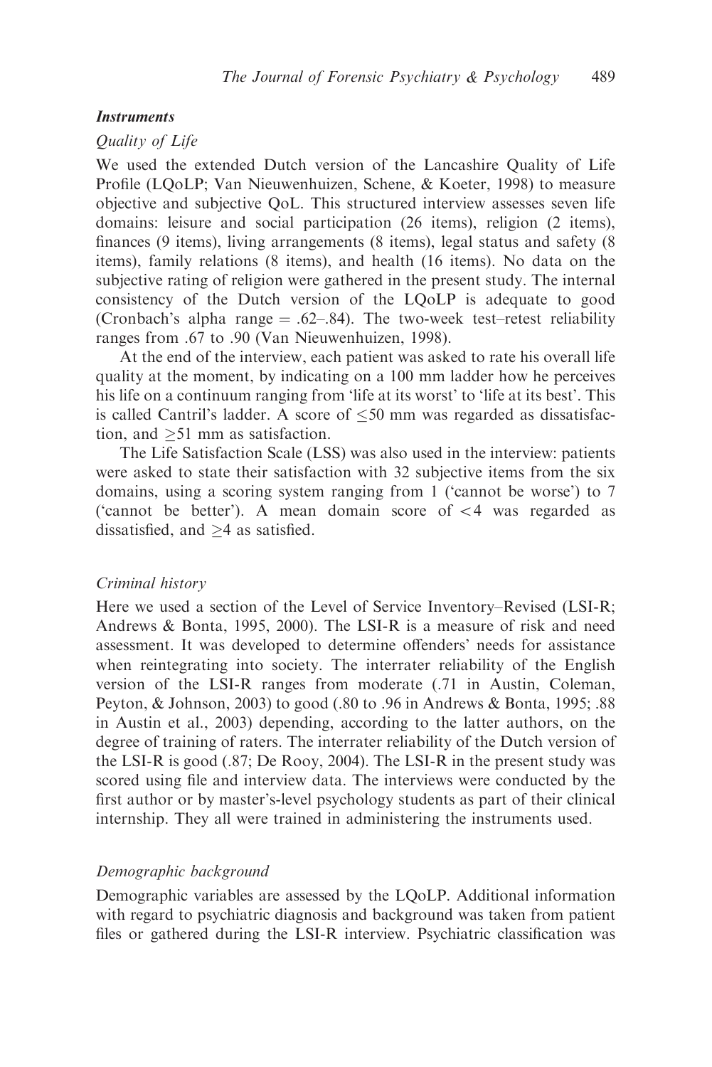### *Instruments*

#### *Quality of Life*

We used the extended Dutch version of the Lancashire Quality of Life Profile (LQoLP; Van Nieuwenhuizen, Schene, & Koeter, 1998) to measure objective and subjective QoL. This structured interview assesses seven life domains: leisure and social participation (26 items), religion (2 items), finances (9 items), living arrangements (8 items), legal status and safety (8 items), family relations (8 items), and health (16 items). No data on the subjective rating of religion were gathered in the present study. The internal consistency of the Dutch version of the LQoLP is adequate to good (Cronbach's alpha range = .62–.84). The two-week test–retest reliability ranges from .67 to .90 (Van Nieuwenhuizen, 1998).

At the end of the interview, each patient was asked to rate his overall life quality at the moment, by indicating on a 100 mm ladder how he perceives his life on a continuum ranging from 'life at its worst' to 'life at its best'. This is called Cantril's ladder. A score of $\leq$50 mm was regarded as dissatisfaction, and $\geq$51 mm as satisfaction.

The Life Satisfaction Scale (LSS) was also used in the interview: patients were asked to state their satisfaction with 32 subjective items from the six domains, using a scoring system ranging from 1 ('cannot be worse') to 7 ('cannot be better'). A mean domain score of $<$4 was regarded as dissatisfied, and $\geq$4 as satisfied.

#### *Criminal history*

Here we used a section of the Level of Service Inventory–Revised (LSI-R; Andrews & Bonta, 1995, 2000). The LSI-R is a measure of risk and need assessment. It was developed to determine offenders' needs for assistance when reintegrating into society. The interrater reliability of the English version of the LSI-R ranges from moderate (.71 in Austin, Coleman, Peyton, & Johnson, 2003) to good (.80 to .96 in Andrews & Bonta, 1995; .88 in Austin et al., 2003) depending, according to the latter authors, on the degree of training of raters. The interrater reliability of the Dutch version of the LSI-R is good (.87; De Rooy, 2004). The LSI-R in the present study was scored using file and interview data. The interviews were conducted by the first author or by master's-level psychology students as part of their clinical internship. They all were trained in administering the instruments used.

#### *Demographic background*

Demographic variables are assessed by the LQoLP. Additional information with regard to psychiatric diagnosis and background was taken from patient files or gathered during the LSI-R interview. Psychiatric classification was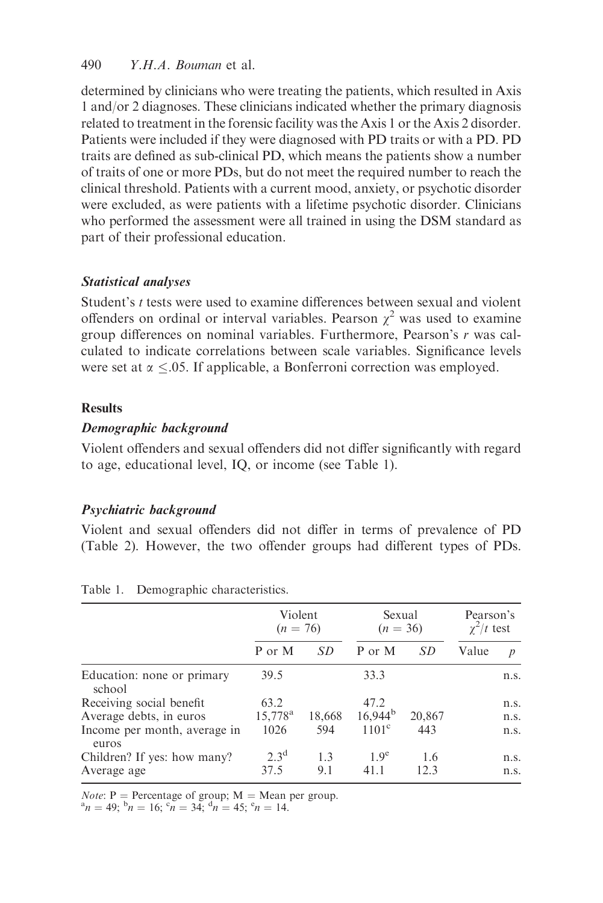determined by clinicians who were treating the patients, which resulted in Axis 1 and/or 2 diagnoses. These clinicians indicated whether the primary diagnosis related to treatment in the forensic facility was the Axis 1 or the Axis 2 disorder. Patients were included if they were diagnosed with PD traits or with a PD. PD traits are defined as sub-clinical PD, which means the patients show a number of traits of one or more PDs, but do not meet the required number to reach the clinical threshold. Patients with a current mood, anxiety, or psychotic disorder were excluded, as were patients with a lifetime psychotic disorder. Clinicians who performed the assessment were all trained in using the DSM standard as part of their professional education.

### *Statistical analyses*

Student's $t$ tests were used to examine differences between sexual and violent offenders on ordinal or interval variables. Pearson $\chi^2$ was used to examine group differences on nominal variables. Furthermore, Pearson's $r$ was calculated to indicate correlations between scale variables. Significance levels were set at $\alpha \leq .05$. If applicable, a Bonferroni correction was employed.

## Results

### *Demographic background*

Violent offenders and sexual offenders did not differ significantly with regard to age, educational level, IQ, or income (see Table 1).

### *Psychiatric background*

Violent and sexual offenders did not differ in terms of prevalence of PD (Table 2). However, the two offender groups had different types of PDs.

Table 1. Demographic characteristics.

| | Violent ($n = 76$) | | Sexual ($n = 36$) | | Pearson's $\chi^2/t$ test | |
|---|---|---|---|---|---|---|
| | P or M | *SD* | P or M | *SD* | Value | *p* |
| Education: none or primary school | 39.5 | | 33.3 | | | n.s. |
| Receiving social benefit | 63.2 | | 47.2 | | | n.s. |
| Average debts, in euros | 15,778[a] | 18,668 | 16,944[b] | 20,867 | | n.s. |
| Income per month, average in euros | 1026 | 594 | 1101[c] | 443 | | n.s. |
| Children? If yes: how many? | 2.3[d] | 1.3 | 1.9[e] | 1.6 | | n.s. |
| Average age | 37.5 | 9.1 | 41.1 | 12.3 | | n.s. |

*Note*: P = Percentage of group; M = Mean per group.
[a]$n = 49$; [b]$n = 16$; [c]$n = 34$; [d]$n = 45$; [e]$n = 14$.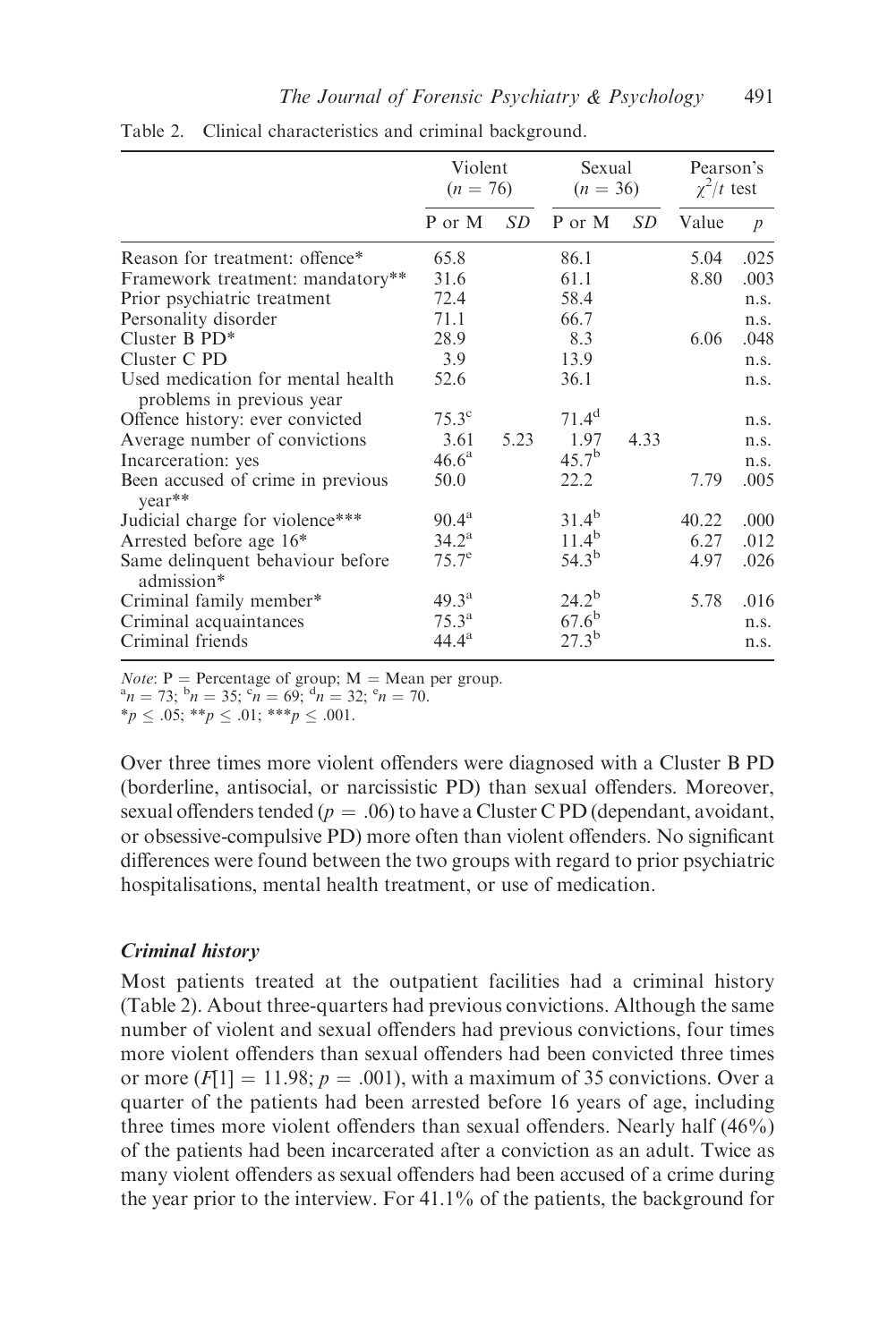Table 2. Clinical characteristics and criminal background.

| | Violent ($n$ = 76) | | Sexual ($n$ = 36) | | Pearson's $\chi^2/t$ test | |
|---|---|---|---|---|---|---|
| | P or M | SD | P or M | SD | Value | $p$ |
| Reason for treatment: offence* | 65.8 | | 86.1 | | 5.04 | .025 |
| Framework treatment: mandatory** | 31.6 | | 61.1 | | 8.80 | .003 |
| Prior psychiatric treatment | 72.4 | | 58.4 | | | n.s. |
| Personality disorder | 71.1 | | 66.7 | | | n.s. |
| Cluster B PD* | 28.9 | | 8.3 | | 6.06 | .048 |
| Cluster C PD | 3.9 | | 13.9 | | | n.s. |
| Used medication for mental health problems in previous year | 52.6 | | 36.1 | | | n.s. |
| Offence history: ever convicted | 75.3[c] | | 71.4[d] | | | n.s. |
| Average number of convictions | 3.61 | 5.23 | 1.97 | 4.33 | | n.s. |
| Incarceration: yes | 46.6[a] | | 45.7[b] | | | n.s. |
| Been accused of crime in previous year** | 50.0 | | 22.2 | | 7.79 | .005 |
| Judicial charge for violence*** | 90.4[a] | | 31.4[b] | | 40.22 | .000 |
| Arrested before age 16* | 34.2[a] | | 11.4[b] | | 6.27 | .012 |
| Same delinquent behaviour before admission* | 75.7[e] | | 54.3[b] | | 4.97 | .026 |
| Criminal family member* | 49.3[a] | | 24.2[b] | | 5.78 | .016 |
| Criminal acquaintances | 75.3[a] | | 67.6[b] | | | n.s. |
| Criminal friends | 44.4[a] | | 27.3[b] | | | n.s. |

*Note*: P = Percentage of group; M = Mean per group.
[a]$n$ = 73; [b]$n$ = 35; [c]$n$ = 69; [d]$n$ = 32; [e]$n$ = 70.
*$p \leq .05$; **$p \leq .01$; ***$p \leq .001$.

Over three times more violent offenders were diagnosed with a Cluster B PD (borderline, antisocial, or narcissistic PD) than sexual offenders. Moreover, sexual offenders tended ($p$ = .06) to have a Cluster C PD (dependant, avoidant, or obsessive-compulsive PD) more often than violent offenders. No significant differences were found between the two groups with regard to prior psychiatric hospitalisations, mental health treatment, or use of medication.

### *Criminal history*

Most patients treated at the outpatient facilities had a criminal history (Table 2). About three-quarters had previous convictions. Although the same number of violent and sexual offenders had previous convictions, four times more violent offenders than sexual offenders had been convicted three times or more ($F[1] = 11.98$; $p = .001$), with a maximum of 35 convictions. Over a quarter of the patients had been arrested before 16 years of age, including three times more violent offenders than sexual offenders. Nearly half (46%) of the patients had been incarcerated after a conviction as an adult. Twice as many violent offenders as sexual offenders had been accused of a crime during the year prior to the interview. For 41.1% of the patients, the background for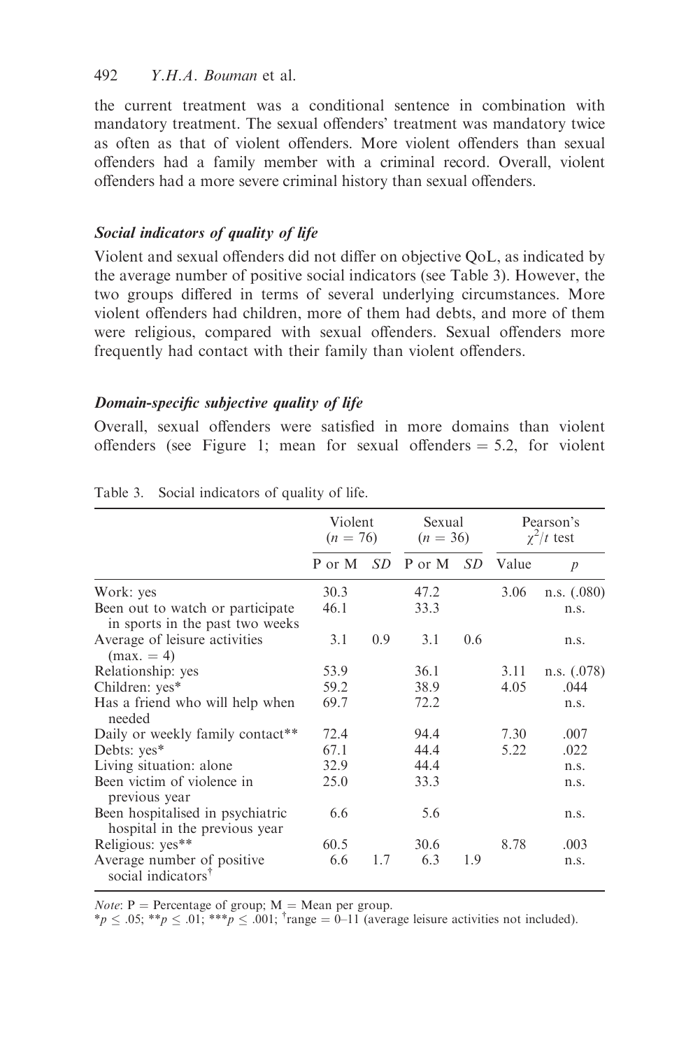the current treatment was a conditional sentence in combination with mandatory treatment. The sexual offenders' treatment was mandatory twice as often as that of violent offenders. More violent offenders than sexual offenders had a family member with a criminal record. Overall, violent offenders had a more severe criminal history than sexual offenders.

### *Social indicators of quality of life*

Violent and sexual offenders did not differ on objective QoL, as indicated by the average number of positive social indicators (see Table 3). However, the two groups differed in terms of several underlying circumstances. More violent offenders had children, more of them had debts, and more of them were religious, compared with sexual offenders. Sexual offenders more frequently had contact with their family than violent offenders.

### *Domain-specific subjective quality of life*

Overall, sexual offenders were satisfied in more domains than violent offenders (see Figure 1; mean for sexual offenders = 5.2, for violent

Table 3. Social indicators of quality of life.

| | Violent ($n = 76$) | | Sexual ($n = 36$) | | Pearson's $\chi^2/t$ test | |
|---|---|---|---|---|---|---|
| | P or M | *SD* | P or M | *SD* | Value | *p* |
| Work: yes | 30.3 | | 47.2 | | 3.06 | n.s. (.080) |
| Been out to watch or participate in sports in the past two weeks | 46.1 | | 33.3 | | | n.s. |
| Average of leisure activities (max. = 4) | 3.1 | 0.9 | 3.1 | 0.6 | | n.s. |
| Relationship: yes | 53.9 | | 36.1 | | 3.11 | n.s. (.078) |
| Children: yes* | 59.2 | | 38.9 | | 4.05 | .044 |
| Has a friend who will help when needed | 69.7 | | 72.2 | | | n.s. |
| Daily or weekly family contact** | 72.4 | | 94.4 | | 7.30 | .007 |
| Debts: yes* | 67.1 | | 44.4 | | 5.22 | .022 |
| Living situation: alone | 32.9 | | 44.4 | | | n.s. |
| Been victim of violence in previous year | 25.0 | | 33.3 | | | n.s. |
| Been hospitalised in psychiatric hospital in the previous year | 6.6 | | 5.6 | | | n.s. |
| Religious: yes** | 60.5 | | 30.6 | | 8.78 | .003 |
| Average number of positive social indicators† | 6.6 | 1.7 | 6.3 | 1.9 | | n.s. |

*Note*: P = Percentage of group; M = Mean per group.
$*p \leq .05$; $**p \leq .01$; $***p \leq .001$; †range = 0–11 (average leisure activities not included).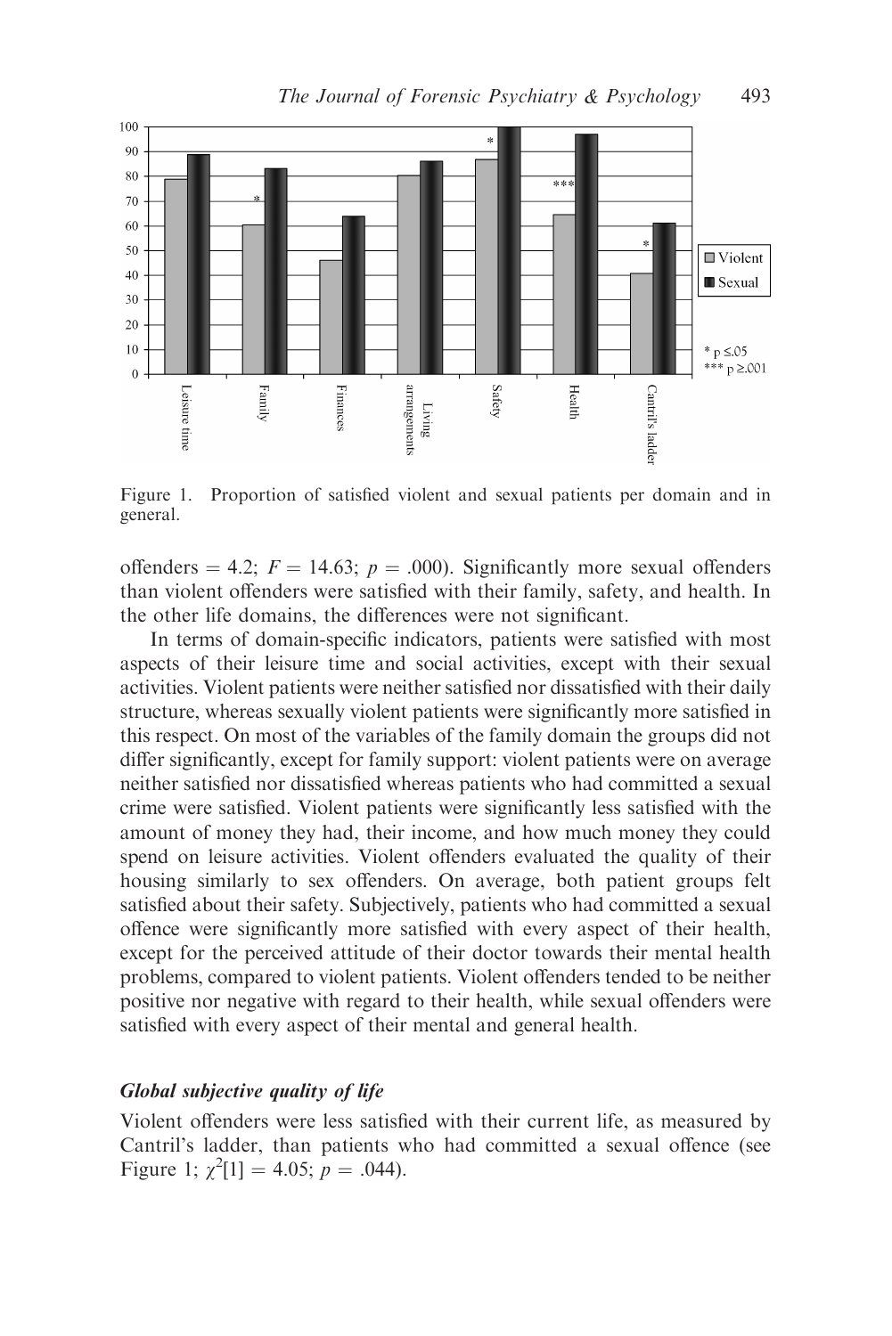Figure 1. Proportion of satisfied violent and sexual patients per domain and in general.

offenders = 4.2; $F = 14.63$; $p = .000$). Significantly more sexual offenders than violent offenders were satisfied with their family, safety, and health. In the other life domains, the differences were not significant.

In terms of domain-specific indicators, patients were satisfied with most aspects of their leisure time and social activities, except with their sexual activities. Violent patients were neither satisfied nor dissatisfied with their daily structure, whereas sexually violent patients were significantly more satisfied in this respect. On most of the variables of the family domain the groups did not differ significantly, except for family support: violent patients were on average neither satisfied nor dissatisfied whereas patients who had committed a sexual crime were satisfied. Violent patients were significantly less satisfied with the amount of money they had, their income, and how much money they could spend on leisure activities. Violent offenders evaluated the quality of their housing similarly to sex offenders. On average, both patient groups felt satisfied about their safety. Subjectively, patients who had committed a sexual offence were significantly more satisfied with every aspect of their health, except for the perceived attitude of their doctor towards their mental health problems, compared to violent patients. Violent offenders tended to be neither positive nor negative with regard to their health, while sexual offenders were satisfied with every aspect of their mental and general health.

### *Global subjective quality of life*

Violent offenders were less satisfied with their current life, as measured by Cantril's ladder, than patients who had committed a sexual offence (see Figure 1; $\chi^2[1] = 4.05$; $p = .044$).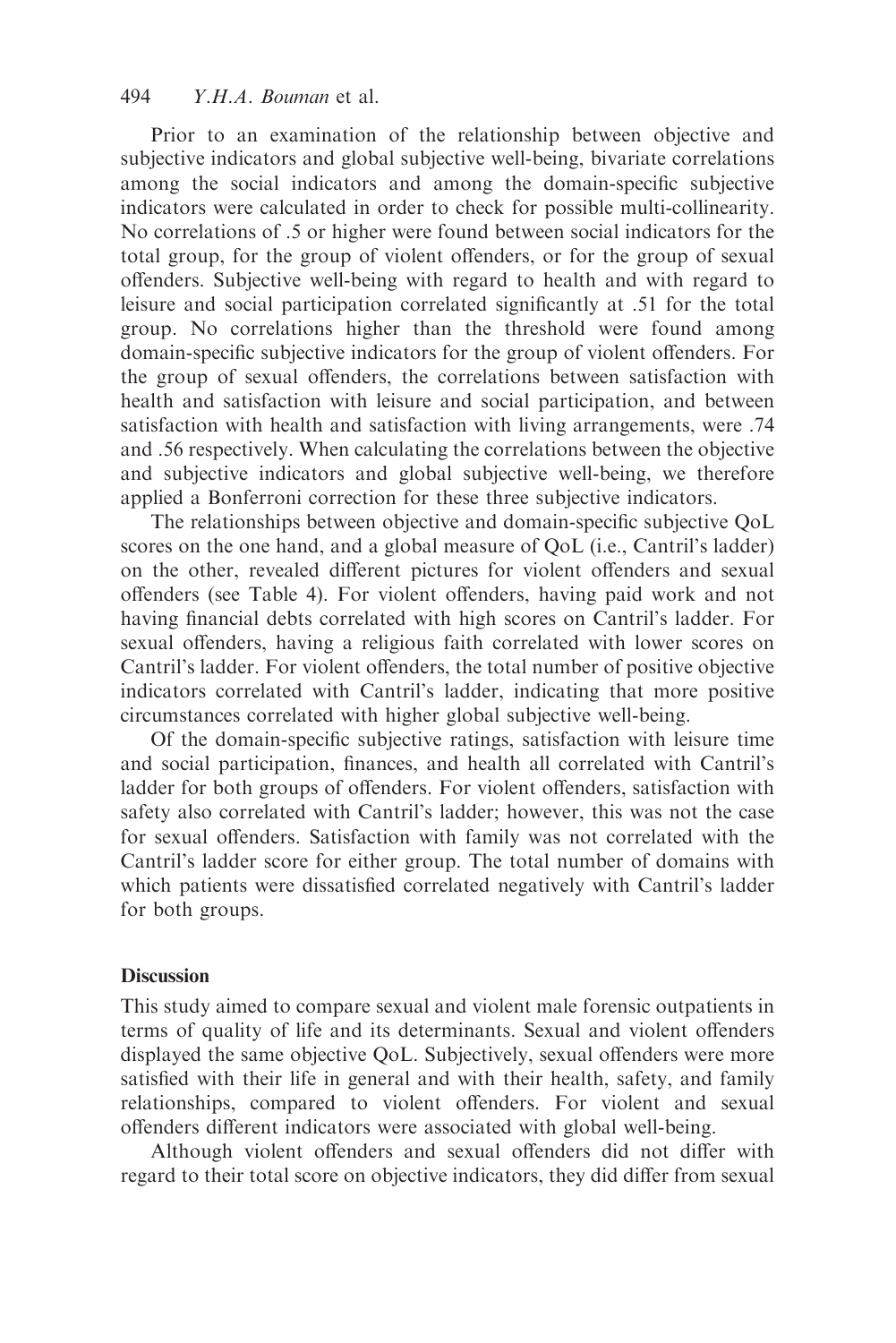Prior to an examination of the relationship between objective and subjective indicators and global subjective well-being, bivariate correlations among the social indicators and among the domain-specific subjective indicators were calculated in order to check for possible multi-collinearity. No correlations of .5 or higher were found between social indicators for the total group, for the group of violent offenders, or for the group of sexual offenders. Subjective well-being with regard to health and with regard to leisure and social participation correlated significantly at .51 for the total group. No correlations higher than the threshold were found among domain-specific subjective indicators for the group of violent offenders. For the group of sexual offenders, the correlations between satisfaction with health and satisfaction with leisure and social participation, and between satisfaction with health and satisfaction with living arrangements, were .74 and .56 respectively. When calculating the correlations between the objective and subjective indicators and global subjective well-being, we therefore applied a Bonferroni correction for these three subjective indicators.

The relationships between objective and domain-specific subjective QoL scores on the one hand, and a global measure of QoL (i.e., Cantril's ladder) on the other, revealed different pictures for violent offenders and sexual offenders (see Table 4). For violent offenders, having paid work and not having financial debts correlated with high scores on Cantril's ladder. For sexual offenders, having a religious faith correlated with lower scores on Cantril's ladder. For violent offenders, the total number of positive objective indicators correlated with Cantril's ladder, indicating that more positive circumstances correlated with higher global subjective well-being.

Of the domain-specific subjective ratings, satisfaction with leisure time and social participation, finances, and health all correlated with Cantril's ladder for both groups of offenders. For violent offenders, satisfaction with safety also correlated with Cantril's ladder; however, this was not the case for sexual offenders. Satisfaction with family was not correlated with the Cantril's ladder score for either group. The total number of domains with which patients were dissatisfied correlated negatively with Cantril's ladder for both groups.

## Discussion

This study aimed to compare sexual and violent male forensic outpatients in terms of quality of life and its determinants. Sexual and violent offenders displayed the same objective QoL. Subjectively, sexual offenders were more satisfied with their life in general and with their health, safety, and family relationships, compared to violent offenders. For violent and sexual offenders different indicators were associated with global well-being.

Although violent offenders and sexual offenders did not differ with regard to their total score on objective indicators, they did differ from sexual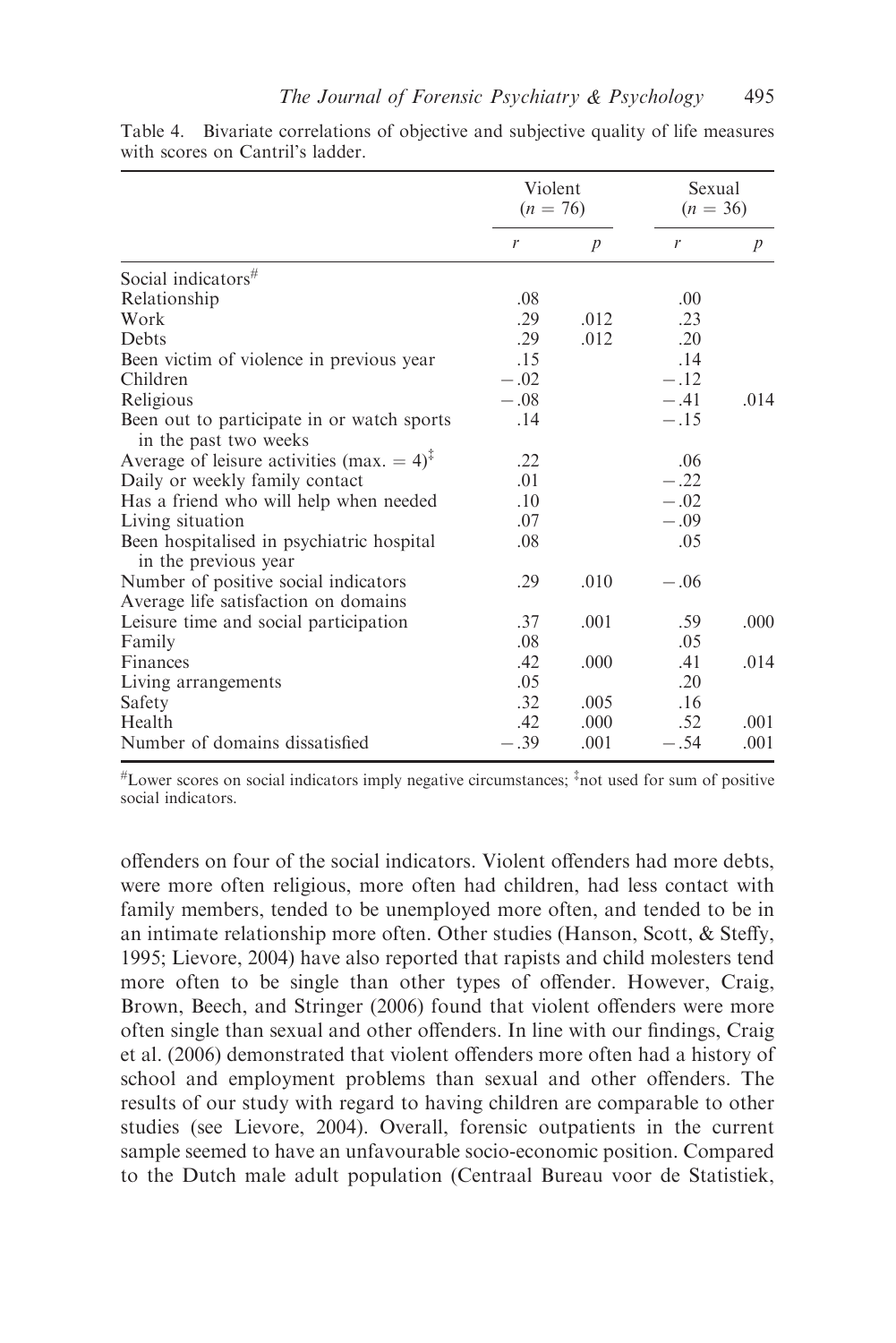Table 4. Bivariate correlations of objective and subjective quality of life measures with scores on Cantril's ladder.

| | Violent ($n = 76$) | | Sexual ($n = 36$) | |
|---|---|---|---|---|
| | $r$ | $p$ | $r$ | $p$ |
| Social indicators[#] | | | | |
| Relationship | .08 | | .00 | |
| Work | .29 | .012 | .23 | |
| Debts | .29 | .012 | .20 | |
| Been victim of violence in previous year | .15 | | .14 | |
| Children | −.02 | | −.12 | |
| Religious | −.08 | | −.41 | .014 |
| Been out to participate in or watch sports in the past two weeks | .14 | | −.15 | |
| Average of leisure activities (max. = 4)[‡] | .22 | | .06 | |
| Daily or weekly family contact | .01 | | −.22 | |
| Has a friend who will help when needed | .10 | | −.02 | |
| Living situation | .07 | | −.09 | |
| Been hospitalised in psychiatric hospital in the previous year | .08 | | .05 | |
| Number of positive social indicators | .29 | .010 | −.06 | |
| Average life satisfaction on domains | | | | |
| Leisure time and social participation | .37 | .001 | .59 | .000 |
| Family | .08 | | .05 | |
| Finances | .42 | .000 | .41 | .014 |
| Living arrangements | .05 | | .20 | |
| Safety | .32 | .005 | .16 | |
| Health | .42 | .000 | .52 | .001 |
| Number of domains dissatisfied | −.39 | .001 | −.54 | .001 |

[#]Lower scores on social indicators imply negative circumstances; [‡]not used for sum of positive social indicators.

offenders on four of the social indicators. Violent offenders had more debts, were more often religious, more often had children, had less contact with family members, tended to be unemployed more often, and tended to be in an intimate relationship more often. Other studies (Hanson, Scott, & Steffy, 1995; Lievore, 2004) have also reported that rapists and child molesters tend more often to be single than other types of offender. However, Craig, Brown, Beech, and Stringer (2006) found that violent offenders were more often single than sexual and other offenders. In line with our findings, Craig et al. (2006) demonstrated that violent offenders more often had a history of school and employment problems than sexual and other offenders. The results of our study with regard to having children are comparable to other studies (see Lievore, 2004). Overall, forensic outpatients in the current sample seemed to have an unfavourable socio-economic position. Compared to the Dutch male adult population (Centraal Bureau voor de Statistiek,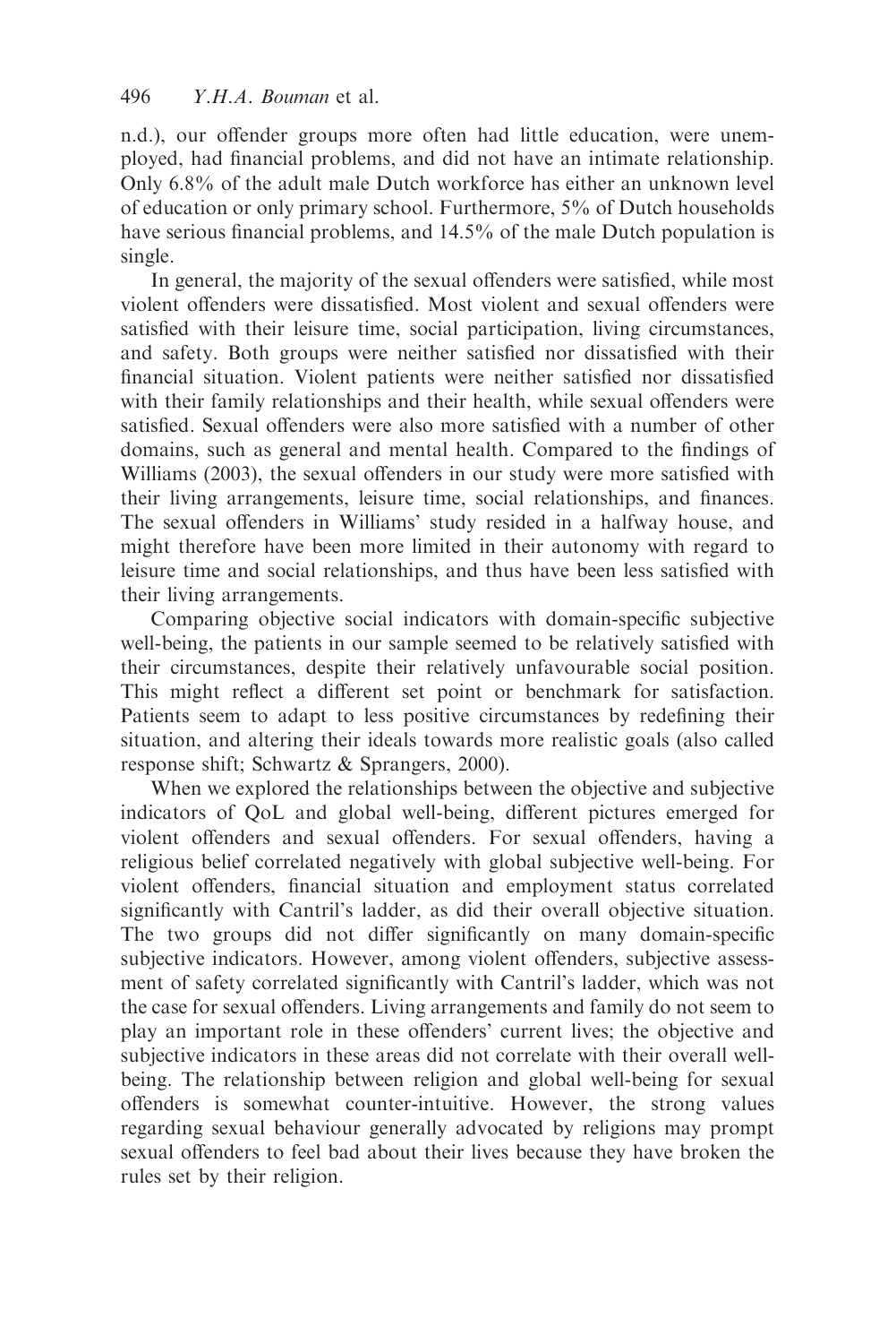n.d.), our offender groups more often had little education, were unemployed, had financial problems, and did not have an intimate relationship. Only 6.8% of the adult male Dutch workforce has either an unknown level of education or only primary school. Furthermore, 5% of Dutch households have serious financial problems, and 14.5% of the male Dutch population is single.

In general, the majority of the sexual offenders were satisfied, while most violent offenders were dissatisfied. Most violent and sexual offenders were satisfied with their leisure time, social participation, living circumstances, and safety. Both groups were neither satisfied nor dissatisfied with their financial situation. Violent patients were neither satisfied nor dissatisfied with their family relationships and their health, while sexual offenders were satisfied. Sexual offenders were also more satisfied with a number of other domains, such as general and mental health. Compared to the findings of Williams (2003), the sexual offenders in our study were more satisfied with their living arrangements, leisure time, social relationships, and finances. The sexual offenders in Williams' study resided in a halfway house, and might therefore have been more limited in their autonomy with regard to leisure time and social relationships, and thus have been less satisfied with their living arrangements.

Comparing objective social indicators with domain-specific subjective well-being, the patients in our sample seemed to be relatively satisfied with their circumstances, despite their relatively unfavourable social position. This might reflect a different set point or benchmark for satisfaction. Patients seem to adapt to less positive circumstances by redefining their situation, and altering their ideals towards more realistic goals (also called response shift; Schwartz & Sprangers, 2000).

When we explored the relationships between the objective and subjective indicators of QoL and global well-being, different pictures emerged for violent offenders and sexual offenders. For sexual offenders, having a religious belief correlated negatively with global subjective well-being. For violent offenders, financial situation and employment status correlated significantly with Cantril's ladder, as did their overall objective situation. The two groups did not differ significantly on many domain-specific subjective indicators. However, among violent offenders, subjective assessment of safety correlated significantly with Cantril's ladder, which was not the case for sexual offenders. Living arrangements and family do not seem to play an important role in these offenders' current lives; the objective and subjective indicators in these areas did not correlate with their overall well-being. The relationship between religion and global well-being for sexual offenders is somewhat counter-intuitive. However, the strong values regarding sexual behaviour generally advocated by religions may prompt sexual offenders to feel bad about their lives because they have broken the rules set by their religion.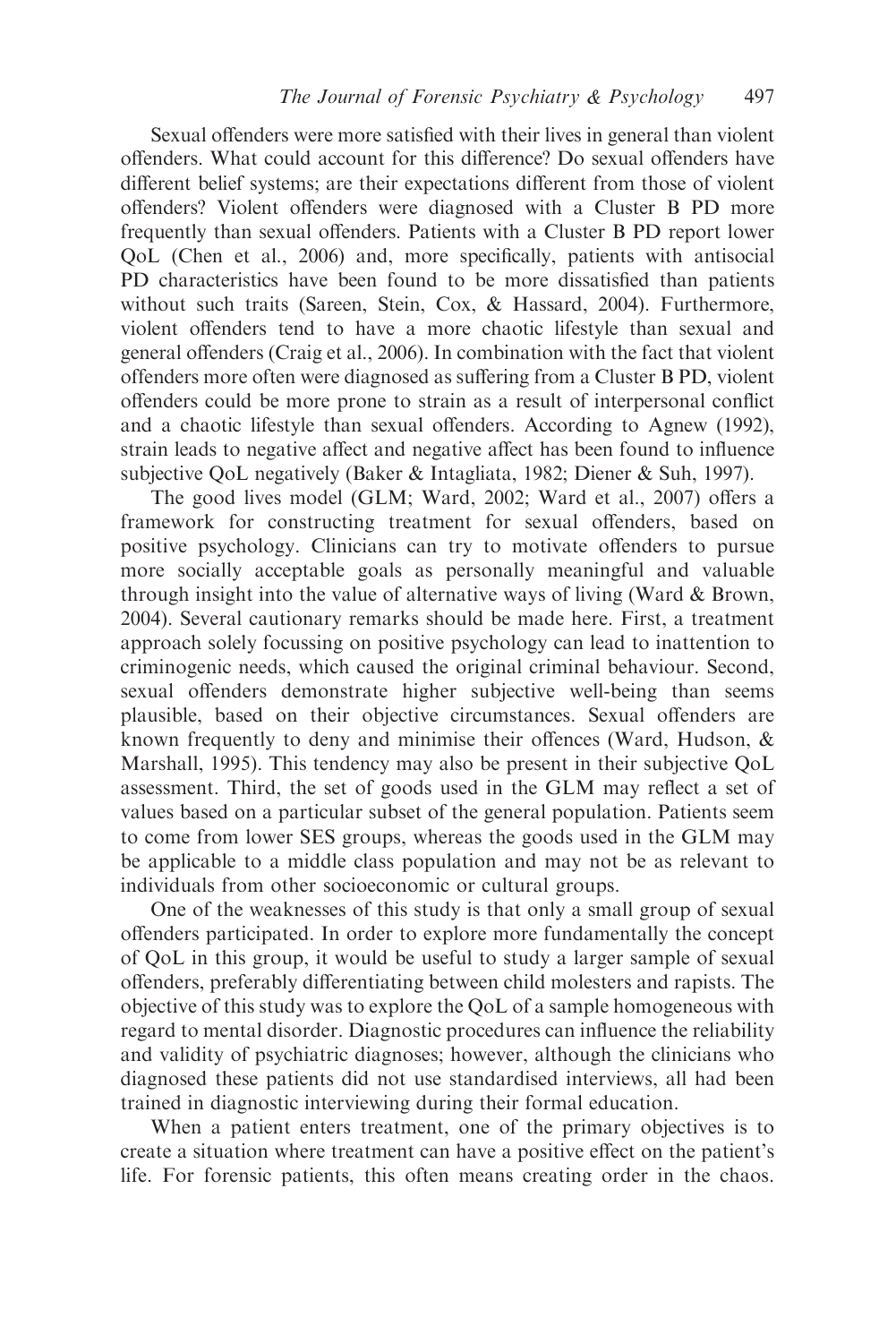Sexual offenders were more satisfied with their lives in general than violent offenders. What could account for this difference? Do sexual offenders have different belief systems; are their expectations different from those of violent offenders? Violent offenders were diagnosed with a Cluster B PD more frequently than sexual offenders. Patients with a Cluster B PD report lower QoL (Chen et al., 2006) and, more specifically, patients with antisocial PD characteristics have been found to be more dissatisfied than patients without such traits (Sareen, Stein, Cox, & Hassard, 2004). Furthermore, violent offenders tend to have a more chaotic lifestyle than sexual and general offenders (Craig et al., 2006). In combination with the fact that violent offenders more often were diagnosed as suffering from a Cluster B PD, violent offenders could be more prone to strain as a result of interpersonal conflict and a chaotic lifestyle than sexual offenders. According to Agnew (1992), strain leads to negative affect and negative affect has been found to influence subjective QoL negatively (Baker & Intagliata, 1982; Diener & Suh, 1997).

The good lives model (GLM; Ward, 2002; Ward et al., 2007) offers a framework for constructing treatment for sexual offenders, based on positive psychology. Clinicians can try to motivate offenders to pursue more socially acceptable goals as personally meaningful and valuable through insight into the value of alternative ways of living (Ward & Brown, 2004). Several cautionary remarks should be made here. First, a treatment approach solely focussing on positive psychology can lead to inattention to criminogenic needs, which caused the original criminal behaviour. Second, sexual offenders demonstrate higher subjective well-being than seems plausible, based on their objective circumstances. Sexual offenders are known frequently to deny and minimise their offences (Ward, Hudson, & Marshall, 1995). This tendency may also be present in their subjective QoL assessment. Third, the set of goods used in the GLM may reflect a set of values based on a particular subset of the general population. Patients seem to come from lower SES groups, whereas the goods used in the GLM may be applicable to a middle class population and may not be as relevant to individuals from other socioeconomic or cultural groups.

One of the weaknesses of this study is that only a small group of sexual offenders participated. In order to explore more fundamentally the concept of QoL in this group, it would be useful to study a larger sample of sexual offenders, preferably differentiating between child molesters and rapists. The objective of this study was to explore the QoL of a sample homogeneous with regard to mental disorder. Diagnostic procedures can influence the reliability and validity of psychiatric diagnoses; however, although the clinicians who diagnosed these patients did not use standardised interviews, all had been trained in diagnostic interviewing during their formal education.

When a patient enters treatment, one of the primary objectives is to create a situation where treatment can have a positive effect on the patient's life. For forensic patients, this often means creating order in the chaos.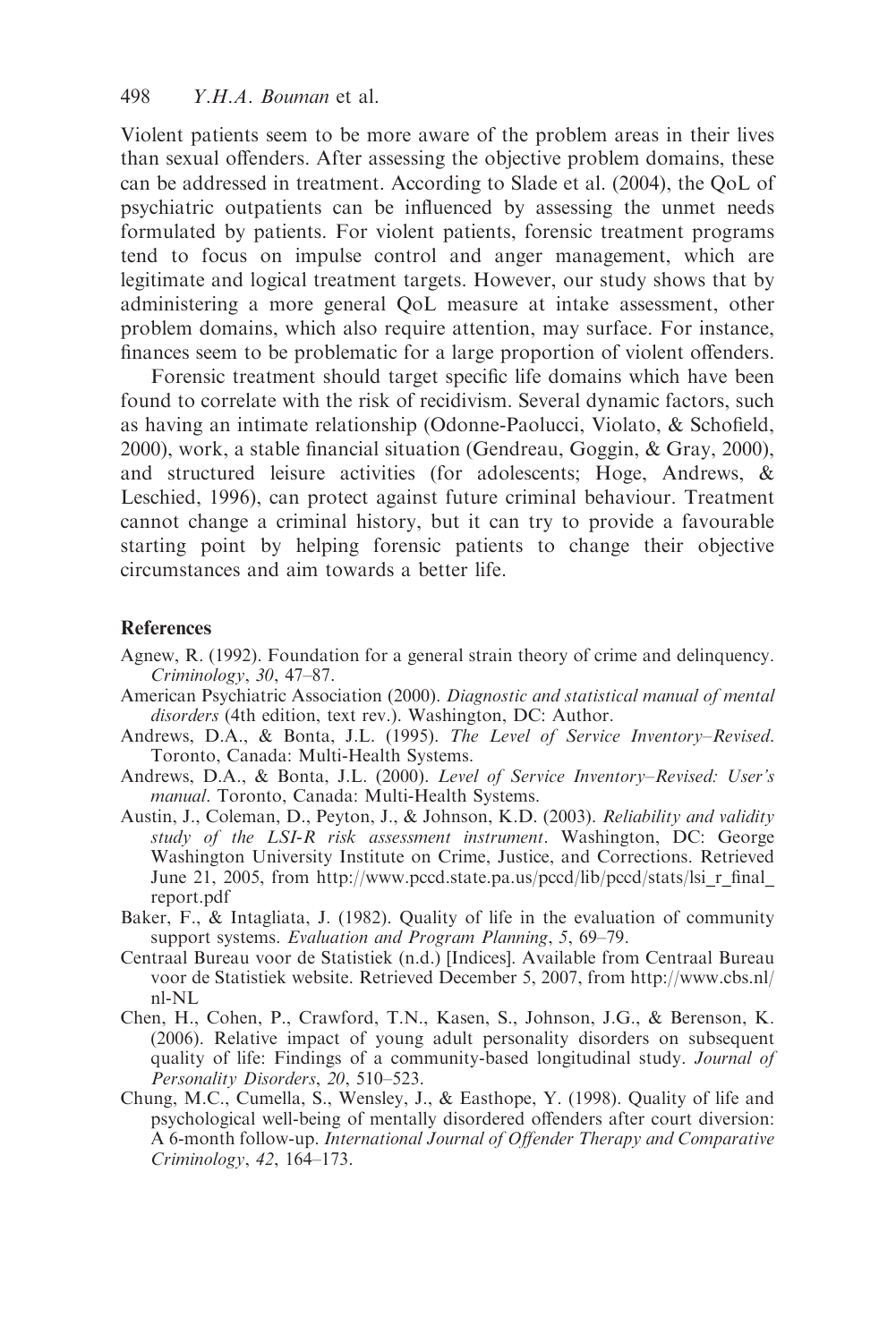Violent patients seem to be more aware of the problem areas in their lives than sexual offenders. After assessing the objective problem domains, these can be addressed in treatment. According to Slade et al. (2004), the QoL of psychiatric outpatients can be influenced by assessing the unmet needs formulated by patients. For violent patients, forensic treatment programs tend to focus on impulse control and anger management, which are legitimate and logical treatment targets. However, our study shows that by administering a more general QoL measure at intake assessment, other problem domains, which also require attention, may surface. For instance, finances seem to be problematic for a large proportion of violent offenders.

Forensic treatment should target specific life domains which have been found to correlate with the risk of recidivism. Several dynamic factors, such as having an intimate relationship (Odonne-Paolucci, Violato, & Schofield, 2000), work, a stable financial situation (Gendreau, Goggin, & Gray, 2000), and structured leisure activities (for adolescents; Hoge, Andrews, & Leschied, 1996), can protect against future criminal behaviour. Treatment cannot change a criminal history, but it can try to provide a favourable starting point by helping forensic patients to change their objective circumstances and aim towards a better life.

## References

Agnew, R. (1992). Foundation for a general strain theory of crime and delinquency. *Criminology*, *30*, 47–87.

American Psychiatric Association (2000). *Diagnostic and statistical manual of mental disorders* (4th edition, text rev.). Washington, DC: Author.

Andrews, D.A., & Bonta, J.L. (1995). *The Level of Service Inventory–Revised*. Toronto, Canada: Multi-Health Systems.

Andrews, D.A., & Bonta, J.L. (2000). *Level of Service Inventory–Revised: User's manual*. Toronto, Canada: Multi-Health Systems.

Austin, J., Coleman, D., Peyton, J., & Johnson, K.D. (2003). *Reliability and validity study of the LSI-R risk assessment instrument*. Washington, DC: George Washington University Institute on Crime, Justice, and Corrections. Retrieved June 21, 2005, from http://www.pccd.state.pa.us/pccd/lib/pccd/stats/lsi_r_final_report.pdf

Baker, F., & Intagliata, J. (1982). Quality of life in the evaluation of community support systems. *Evaluation and Program Planning*, *5*, 69–79.

Centraal Bureau voor de Statistiek (n.d.) [Indices]. Available from Centraal Bureau voor de Statistiek website. Retrieved December 5, 2007, from http://www.cbs.nl/nl-NL

Chen, H., Cohen, P., Crawford, T.N., Kasen, S., Johnson, J.G., & Berenson, K. (2006). Relative impact of young adult personality disorders on subsequent quality of life: Findings of a community-based longitudinal study. *Journal of Personality Disorders*, *20*, 510–523.

Chung, M.C., Cumella, S., Wensley, J., & Easthope, Y. (1998). Quality of life and psychological well-being of mentally disordered offenders after court diversion: A 6-month follow-up. *International Journal of Offender Therapy and Comparative Criminology*, *42*, 164–173.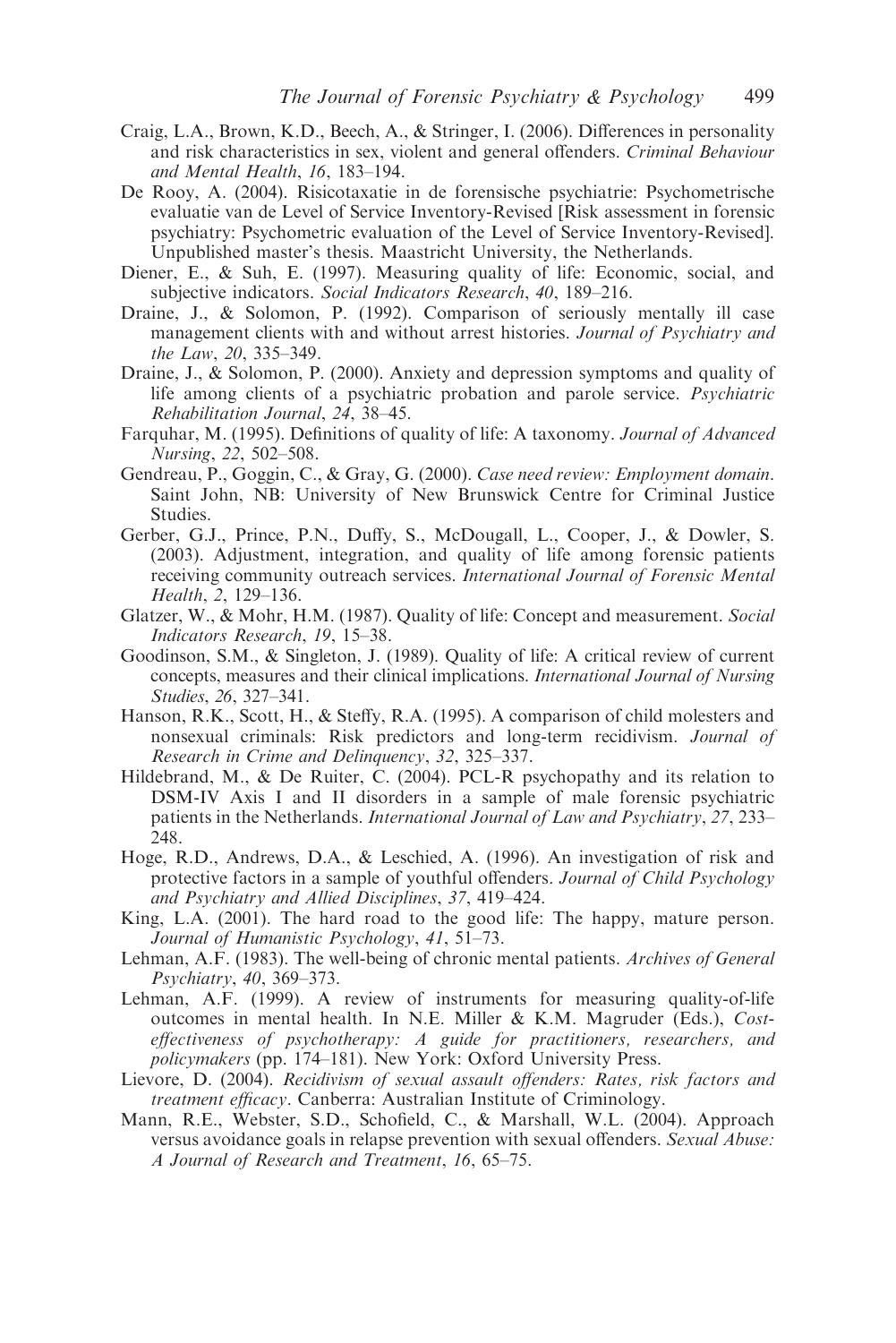Craig, L.A., Brown, K.D., Beech, A., & Stringer, I. (2006). Differences in personality and risk characteristics in sex, violent and general offenders. *Criminal Behaviour and Mental Health*, *16*, 183–194.

De Rooy, A. (2004). Risicotaxatie in de forensische psychiatrie: Psychometrische evaluatie van de Level of Service Inventory-Revised [Risk assessment in forensic psychiatry: Psychometric evaluation of the Level of Service Inventory-Revised]. Unpublished master's thesis. Maastricht University, the Netherlands.

Diener, E., & Suh, E. (1997). Measuring quality of life: Economic, social, and subjective indicators. *Social Indicators Research*, *40*, 189–216.

Draine, J., & Solomon, P. (1992). Comparison of seriously mentally ill case management clients with and without arrest histories. *Journal of Psychiatry and the Law*, *20*, 335–349.

Draine, J., & Solomon, P. (2000). Anxiety and depression symptoms and quality of life among clients of a psychiatric probation and parole service. *Psychiatric Rehabilitation Journal*, *24*, 38–45.

Farquhar, M. (1995). Definitions of quality of life: A taxonomy. *Journal of Advanced Nursing*, *22*, 502–508.

Gendreau, P., Goggin, C., & Gray, G. (2000). *Case need review: Employment domain*. Saint John, NB: University of New Brunswick Centre for Criminal Justice Studies.

Gerber, G.J., Prince, P.N., Duffy, S., McDougall, L., Cooper, J., & Dowler, S. (2003). Adjustment, integration, and quality of life among forensic patients receiving community outreach services. *International Journal of Forensic Mental Health*, *2*, 129–136.

Glatzer, W., & Mohr, H.M. (1987). Quality of life: Concept and measurement. *Social Indicators Research*, *19*, 15–38.

Goodinson, S.M., & Singleton, J. (1989). Quality of life: A critical review of current concepts, measures and their clinical implications. *International Journal of Nursing Studies*, *26*, 327–341.

Hanson, R.K., Scott, H., & Steffy, R.A. (1995). A comparison of child molesters and nonsexual criminals: Risk predictors and long-term recidivism. *Journal of Research in Crime and Delinquency*, *32*, 325–337.

Hildebrand, M., & De Ruiter, C. (2004). PCL-R psychopathy and its relation to DSM-IV Axis I and II disorders in a sample of male forensic psychiatric patients in the Netherlands. *International Journal of Law and Psychiatry*, *27*, 233–248.

Hoge, R.D., Andrews, D.A., & Leschied, A. (1996). An investigation of risk and protective factors in a sample of youthful offenders. *Journal of Child Psychology and Psychiatry and Allied Disciplines*, *37*, 419–424.

King, L.A. (2001). The hard road to the good life: The happy, mature person. *Journal of Humanistic Psychology*, *41*, 51–73.

Lehman, A.F. (1983). The well-being of chronic mental patients. *Archives of General Psychiatry*, *40*, 369–373.

Lehman, A.F. (1999). A review of instruments for measuring quality-of-life outcomes in mental health. In N.E. Miller & K.M. Magruder (Eds.), *Cost-effectiveness of psychotherapy: A guide for practitioners, researchers, and policymakers* (pp. 174–181). New York: Oxford University Press.

Lievore, D. (2004). *Recidivism of sexual assault offenders: Rates, risk factors and treatment efficacy*. Canberra: Australian Institute of Criminology.

Mann, R.E., Webster, S.D., Schofield, C., & Marshall, W.L. (2004). Approach versus avoidance goals in relapse prevention with sexual offenders. *Sexual Abuse: A Journal of Research and Treatment*, *16*, 65–75.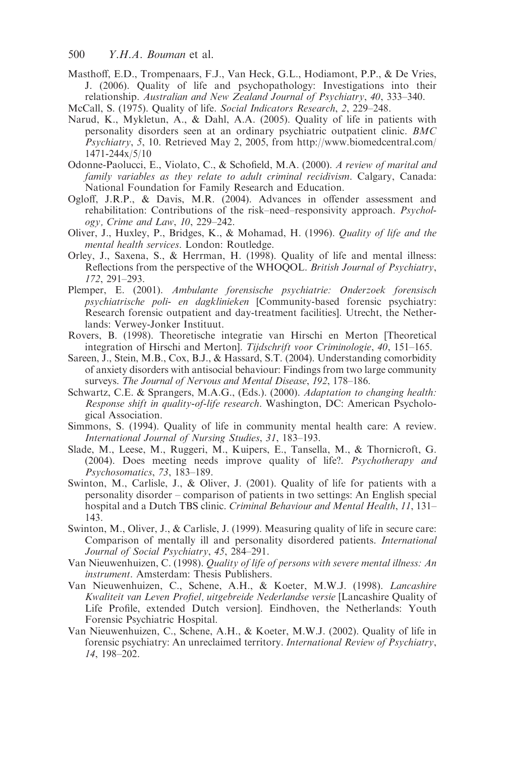Masthoff, E.D., Trompenaars, F.J., Van Heck, G.L., Hodiamont, P.P., & De Vries, J. (2006). Quality of life and psychopathology: Investigations into their relationship. *Australian and New Zealand Journal of Psychiatry*, *40*, 333–340.

McCall, S. (1975). Quality of life. *Social Indicators Research*, *2*, 229–248.

Narud, K., Mykletun, A., & Dahl, A.A. (2005). Quality of life in patients with personality disorders seen at an ordinary psychiatric outpatient clinic. *BMC Psychiatry*, *5*, 10. Retrieved May 2, 2005, from http://www.biomedcentral.com/1471-244x/5/10

Odonne-Paolucci, E., Violato, C., & Schofield, M.A. (2000). *A review of marital and family variables as they relate to adult criminal recidivism*. Calgary, Canada: National Foundation for Family Research and Education.

Ogloff, J.R.P., & Davis, M.R. (2004). Advances in offender assessment and rehabilitation: Contributions of the risk–need–responsivity approach. *Psychology, Crime and Law*, *10*, 229–242.

Oliver, J., Huxley, P., Bridges, K., & Mohamad, H. (1996). *Quality of life and the mental health services*. London: Routledge.

Orley, J., Saxena, S., & Herrman, H. (1998). Quality of life and mental illness: Reflections from the perspective of the WHOQOL. *British Journal of Psychiatry*, *172*, 291–293.

Plemper, E. (2001). *Ambulante forensische psychiatrie: Onderzoek forensisch psychiatrische poli- en dagklinieken* [Community-based forensic psychiatry: Research forensic outpatient and day-treatment facilities]. Utrecht, the Netherlands: Verwey-Jonker Instituut.

Rovers, B. (1998). Theoretische integratie van Hirschi en Merton [Theoretical integration of Hirschi and Merton]. *Tijdschrift voor Criminologie*, *40*, 151–165.

Sareen, J., Stein, M.B., Cox, B.J., & Hassard, S.T. (2004). Understanding comorbidity of anxiety disorders with antisocial behaviour: Findings from two large community surveys. *The Journal of Nervous and Mental Disease*, *192*, 178–186.

Schwartz, C.E. & Sprangers, M.A.G., (Eds.). (2000). *Adaptation to changing health: Response shift in quality-of-life research*. Washington, DC: American Psychological Association.

Simmons, S. (1994). Quality of life in community mental health care: A review. *International Journal of Nursing Studies*, *31*, 183–193.

Slade, M., Leese, M., Ruggeri, M., Kuipers, E., Tansella, M., & Thornicroft, G. (2004). Does meeting needs improve quality of life?. *Psychotherapy and Psychosomatics*, *73*, 183–189.

Swinton, M., Carlisle, J., & Oliver, J. (2001). Quality of life for patients with a personality disorder – comparison of patients in two settings: An English special hospital and a Dutch TBS clinic. *Criminal Behaviour and Mental Health*, *11*, 131–143.

Swinton, M., Oliver, J., & Carlisle, J. (1999). Measuring quality of life in secure care: Comparison of mentally ill and personality disordered patients. *International Journal of Social Psychiatry*, *45*, 284–291.

Van Nieuwenhuizen, C. (1998). *Quality of life of persons with severe mental illness: An instrument*. Amsterdam: Thesis Publishers.

Van Nieuwenhuizen, C., Schene, A.H., & Koeter, M.W.J. (1998). *Lancashire Kwaliteit van Leven Profiel, uitgebreide Nederlandse versie* [Lancashire Quality of Life Profile, extended Dutch version]. Eindhoven, the Netherlands: Youth Forensic Psychiatric Hospital.

Van Nieuwenhuizen, C., Schene, A.H., & Koeter, M.W.J. (2002). Quality of life in forensic psychiatry: An unreclaimed territory. *International Review of Psychiatry*, *14*, 198–202.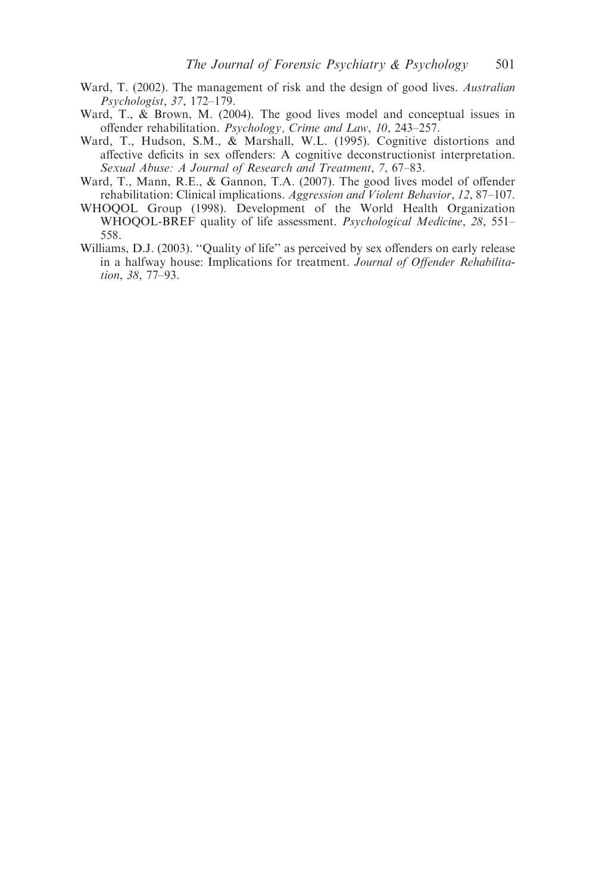Ward, T. (2002). The management of risk and the design of good lives. *Australian Psychologist*, *37*, 172–179.

Ward, T., & Brown, M. (2004). The good lives model and conceptual issues in offender rehabilitation. *Psychology, Crime and Law*, *10*, 243–257.

Ward, T., Hudson, S.M., & Marshall, W.L. (1995). Cognitive distortions and affective deficits in sex offenders: A cognitive deconstructionist interpretation. *Sexual Abuse: A Journal of Research and Treatment*, *7*, 67–83.

Ward, T., Mann, R.E., & Gannon, T.A. (2007). The good lives model of offender rehabilitation: Clinical implications. *Aggression and Violent Behavior*, *12*, 87–107.

WHOQOL Group (1998). Development of the World Health Organization WHOQOL-BREF quality of life assessment. *Psychological Medicine*, *28*, 551–558.

Williams, D.J. (2003). "Quality of life" as perceived by sex offenders on early release in a halfway house: Implications for treatment. *Journal of Offender Rehabilitation*, *38*, 77–93.